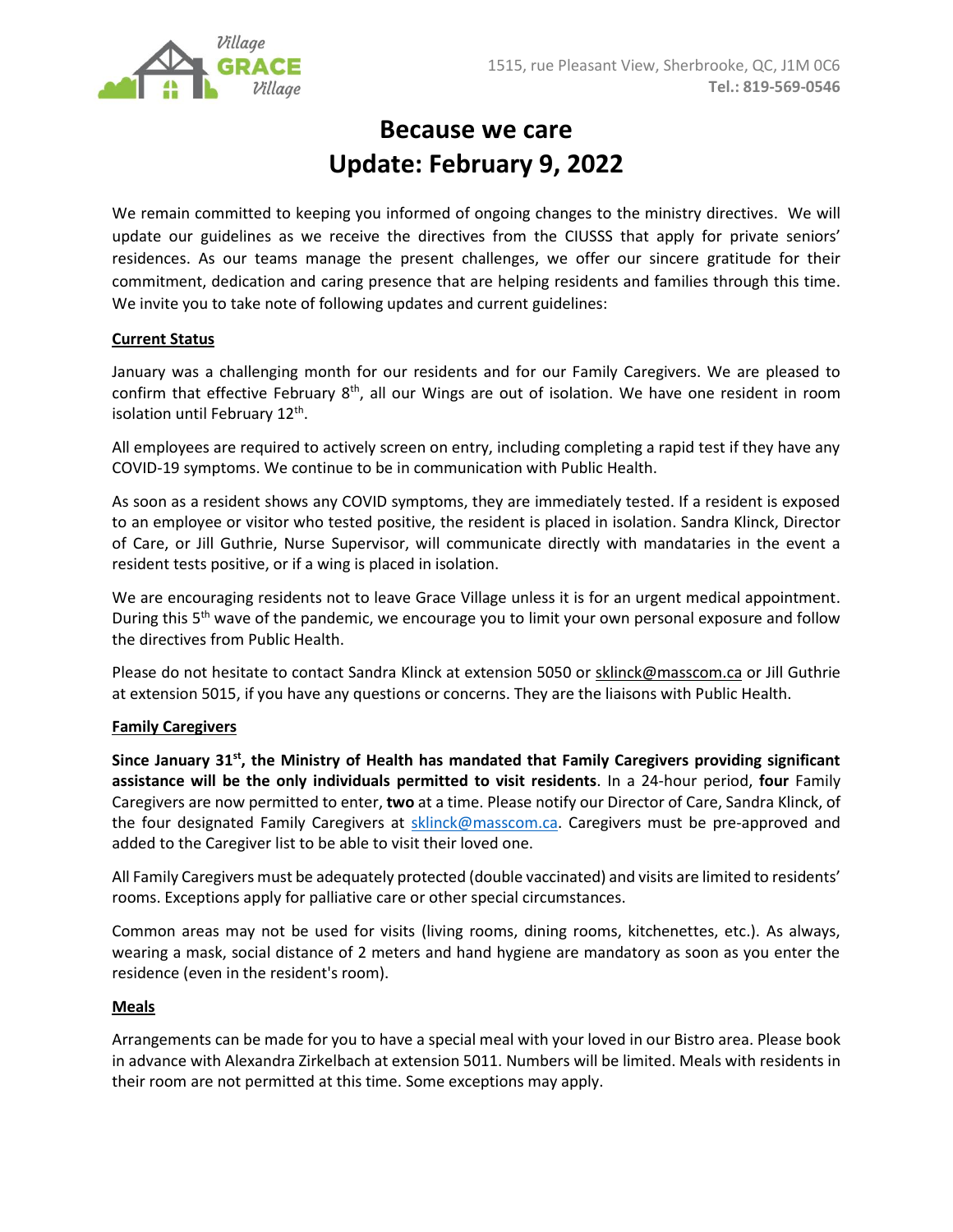1515, rue Pleasant View, Sherbrooke, QC, J1M 0C6
**Tel.: 819-569-0546**

# Because we care
# Update: February 9, 2022

We remain committed to keeping you informed of ongoing changes to the ministry directives. We will update our guidelines as we receive the directives from the CIUSSS that apply for private seniors' residences. As our teams manage the present challenges, we offer our sincere gratitude for their commitment, dedication and caring presence that are helping residents and families through this time. We invite you to take note of following updates and current guidelines:

## Current Status

January was a challenging month for our residents and for our Family Caregivers. We are pleased to confirm that effective February 8th, all our Wings are out of isolation. We have one resident in room isolation until February 12th.

All employees are required to actively screen on entry, including completing a rapid test if they have any COVID-19 symptoms. We continue to be in communication with Public Health.

As soon as a resident shows any COVID symptoms, they are immediately tested. If a resident is exposed to an employee or visitor who tested positive, the resident is placed in isolation. Sandra Klinck, Director of Care, or Jill Guthrie, Nurse Supervisor, will communicate directly with mandataries in the event a resident tests positive, or if a wing is placed in isolation.

We are encouraging residents not to leave Grace Village unless it is for an urgent medical appointment. During this 5th wave of the pandemic, we encourage you to limit your own personal exposure and follow the directives from Public Health.

Please do not hesitate to contact Sandra Klinck at extension 5050 or sklinck@masscom.ca or Jill Guthrie at extension 5015, if you have any questions or concerns. They are the liaisons with Public Health.

## Family Caregivers

**Since January 31st, the Ministry of Health has mandated that Family Caregivers providing significant assistance will be the only individuals permitted to visit residents**. In a 24-hour period, **four** Family Caregivers are now permitted to enter, **two** at a time. Please notify our Director of Care, Sandra Klinck, of the four designated Family Caregivers at sklinck@masscom.ca. Caregivers must be pre-approved and added to the Caregiver list to be able to visit their loved one.

All Family Caregivers must be adequately protected (double vaccinated) and visits are limited to residents' rooms. Exceptions apply for palliative care or other special circumstances.

Common areas may not be used for visits (living rooms, dining rooms, kitchenettes, etc.). As always, wearing a mask, social distance of 2 meters and hand hygiene are mandatory as soon as you enter the residence (even in the resident's room).

## Meals

Arrangements can be made for you to have a special meal with your loved in our Bistro area. Please book in advance with Alexandra Zirkelbach at extension 5011. Numbers will be limited. Meals with residents in their room are not permitted at this time. Some exceptions may apply.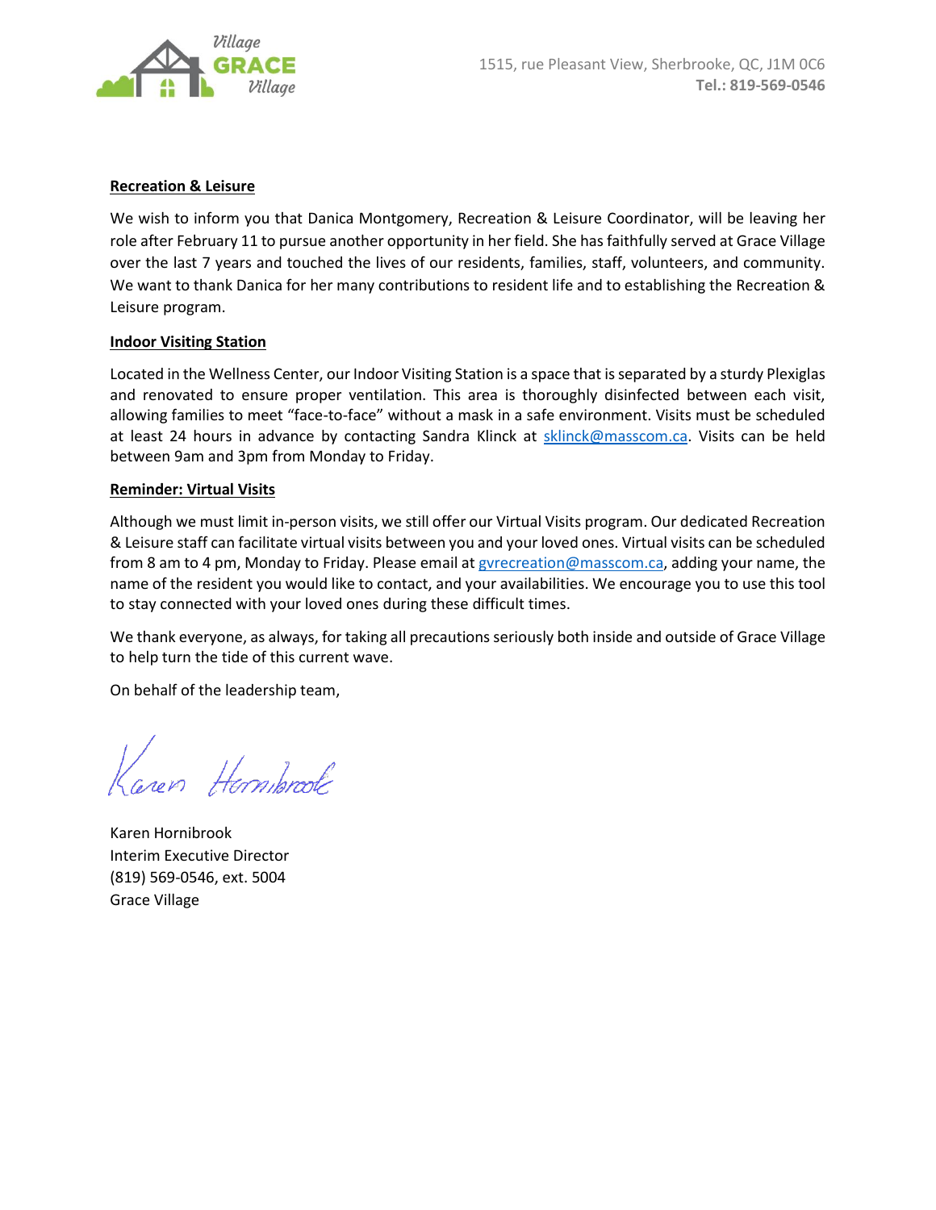**Recreation & Leisure**

We wish to inform you that Danica Montgomery, Recreation & Leisure Coordinator, will be leaving her role after February 11 to pursue another opportunity in her field. She has faithfully served at Grace Village over the last 7 years and touched the lives of our residents, families, staff, volunteers, and community. We want to thank Danica for her many contributions to resident life and to establishing the Recreation & Leisure program.

**Indoor Visiting Station**

Located in the Wellness Center, our Indoor Visiting Station is a space that is separated by a sturdy Plexiglas and renovated to ensure proper ventilation. This area is thoroughly disinfected between each visit, allowing families to meet "face-to-face" without a mask in a safe environment. Visits must be scheduled at least 24 hours in advance by contacting Sandra Klinck at sklinck@masscom.ca. Visits can be held between 9am and 3pm from Monday to Friday.

**Reminder: Virtual Visits**

Although we must limit in-person visits, we still offer our Virtual Visits program. Our dedicated Recreation & Leisure staff can facilitate virtual visits between you and your loved ones. Virtual visits can be scheduled from 8 am to 4 pm, Monday to Friday. Please email at gvrecreation@masscom.ca, adding your name, the name of the resident you would like to contact, and your availabilities. We encourage you to use this tool to stay connected with your loved ones during these difficult times.

We thank everyone, as always, for taking all precautions seriously both inside and outside of Grace Village to help turn the tide of this current wave.

On behalf of the leadership team,

Karen Hornibrook

Karen Hornibrook
Interim Executive Director
(819) 569-0546, ext. 5004
Grace Village